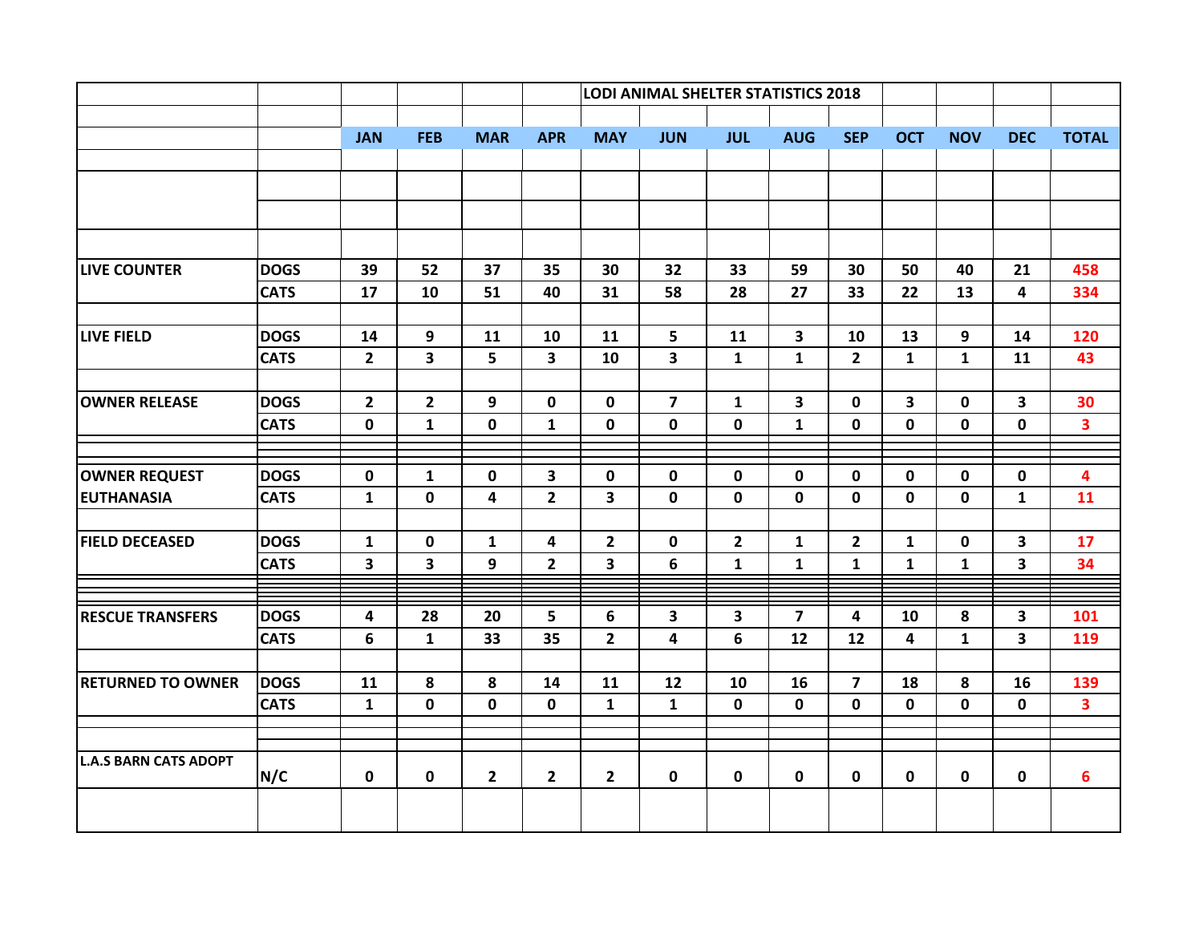# LODI ANIMAL SHELTER STATISTICS 2018

| | | JAN | FEB | MAR | APR | MAY | JUN | JUL | AUG | SEP | OCT | NOV | DEC | TOTAL |
|---|---|---|---|---|---|---|---|---|---|---|---|---|---|---|
| **LIVE COUNTER** | **DOGS** | 39 | 52 | 37 | 35 | 30 | 32 | 33 | 59 | 30 | 50 | 40 | 21 | 458 |
| | **CATS** | 17 | 10 | 51 | 40 | 31 | 58 | 28 | 27 | 33 | 22 | 13 | 4 | 334 |
| **LIVE FIELD** | **DOGS** | 14 | 9 | 11 | 10 | 11 | 5 | 11 | 3 | 10 | 13 | 9 | 14 | 120 |
| | **CATS** | 2 | 3 | 5 | 3 | 10 | 3 | 1 | 1 | 2 | 1 | 1 | 11 | 43 |
| **OWNER RELEASE** | **DOGS** | 2 | 2 | 9 | 0 | 0 | 7 | 1 | 3 | 0 | 3 | 0 | 3 | 30 |
| | **CATS** | 0 | 1 | 0 | 1 | 0 | 0 | 0 | 1 | 0 | 0 | 0 | 0 | 3 |
| **OWNER REQUEST EUTHANASIA** | **DOGS** | 0 | 1 | 0 | 3 | 0 | 0 | 0 | 0 | 0 | 0 | 0 | 0 | 4 |
| | **CATS** | 1 | 0 | 4 | 2 | 3 | 0 | 0 | 0 | 0 | 0 | 0 | 1 | 11 |
| **FIELD DECEASED** | **DOGS** | 1 | 0 | 1 | 4 | 2 | 0 | 2 | 1 | 2 | 1 | 0 | 3 | 17 |
| | **CATS** | 3 | 3 | 9 | 2 | 3 | 6 | 1 | 1 | 1 | 1 | 1 | 3 | 34 |
| **RESCUE TRANSFERS** | **DOGS** | 4 | 28 | 20 | 5 | 6 | 3 | 3 | 7 | 4 | 10 | 8 | 3 | 101 |
| | **CATS** | 6 | 1 | 33 | 35 | 2 | 4 | 6 | 12 | 12 | 4 | 1 | 3 | 119 |
| **RETURNED TO OWNER** | **DOGS** | 11 | 8 | 8 | 14 | 11 | 12 | 10 | 16 | 7 | 18 | 8 | 16 | 139 |
| | **CATS** | 1 | 0 | 0 | 0 | 1 | 1 | 0 | 0 | 0 | 0 | 0 | 0 | 3 |
| **L.A.S BARN CATS ADOPT** | **N/C** | 0 | 0 | 2 | 2 | 2 | 0 | 0 | 0 | 0 | 0 | 0 | 0 | 6 |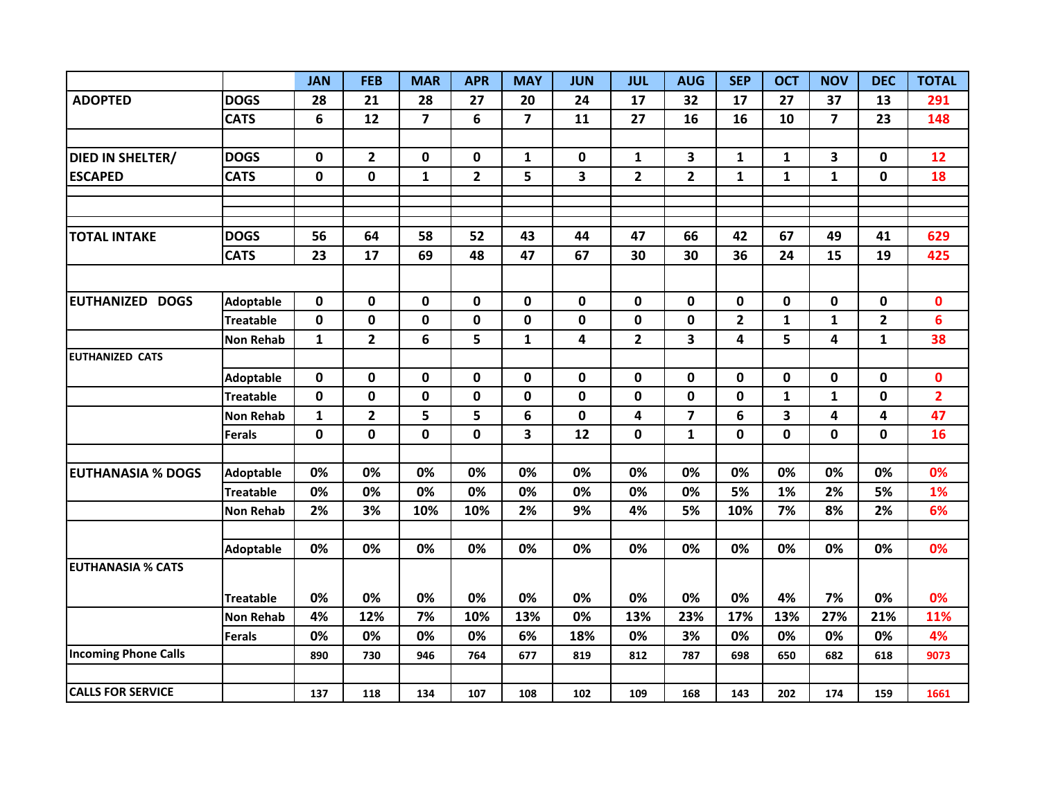| | | JAN | FEB | MAR | APR | MAY | JUN | JUL | AUG | SEP | OCT | NOV | DEC | TOTAL |
|---|---|---|---|---|---|---|---|---|---|---|---|---|---|---|
| ADOPTED | DOGS | 28 | 21 | 28 | 27 | 20 | 24 | 17 | 32 | 17 | 27 | 37 | 13 | 291 |
| | CATS | 6 | 12 | 7 | 6 | 7 | 11 | 27 | 16 | 16 | 10 | 7 | 23 | 148 |
| | | | | | | | | | | | | | | |
| DIED IN SHELTER/ ESCAPED | DOGS | 0 | 2 | 0 | 0 | 1 | 0 | 1 | 3 | 1 | 1 | 3 | 0 | 12 |
| | CATS | 0 | 0 | 1 | 2 | 5 | 3 | 2 | 2 | 1 | 1 | 1 | 0 | 18 |
| | | | | | | | | | | | | | | |
| TOTAL INTAKE | DOGS | 56 | 64 | 58 | 52 | 43 | 44 | 47 | 66 | 42 | 67 | 49 | 41 | 629 |
| | CATS | 23 | 17 | 69 | 48 | 47 | 67 | 30 | 30 | 36 | 24 | 15 | 19 | 425 |
| | | | | | | | | | | | | | | |
| EUTHANIZED DOGS | Adoptable | 0 | 0 | 0 | 0 | 0 | 0 | 0 | 0 | 0 | 0 | 0 | 0 | 0 |
| | Treatable | 0 | 0 | 0 | 0 | 0 | 0 | 0 | 0 | 2 | 1 | 1 | 2 | 6 |
| | Non Rehab | 1 | 2 | 6 | 5 | 1 | 4 | 2 | 3 | 4 | 5 | 4 | 1 | 38 |
| EUTHANIZED CATS | | | | | | | | | | | | | | |
| | Adoptable | 0 | 0 | 0 | 0 | 0 | 0 | 0 | 0 | 0 | 0 | 0 | 0 | 0 |
| | Treatable | 0 | 0 | 0 | 0 | 0 | 0 | 0 | 0 | 0 | 1 | 1 | 0 | 2 |
| | Non Rehab | 1 | 2 | 5 | 5 | 6 | 0 | 4 | 7 | 6 | 3 | 4 | 4 | 47 |
| | Ferals | 0 | 0 | 0 | 0 | 3 | 12 | 0 | 1 | 0 | 0 | 0 | 0 | 16 |
| | | | | | | | | | | | | | | |
| EUTHANASIA % DOGS | Adoptable | 0% | 0% | 0% | 0% | 0% | 0% | 0% | 0% | 0% | 0% | 0% | 0% | 0% |
| | Treatable | 0% | 0% | 0% | 0% | 0% | 0% | 0% | 0% | 5% | 1% | 2% | 5% | 1% |
| | Non Rehab | 2% | 3% | 10% | 10% | 2% | 9% | 4% | 5% | 10% | 7% | 8% | 2% | 6% |
| | | | | | | | | | | | | | | |
| EUTHANASIA % CATS | Adoptable | 0% | 0% | 0% | 0% | 0% | 0% | 0% | 0% | 0% | 0% | 0% | 0% | 0% |
| | Treatable | 0% | 0% | 0% | 0% | 0% | 0% | 0% | 0% | 0% | 4% | 7% | 0% | 0% |
| | Non Rehab | 4% | 12% | 7% | 10% | 13% | 0% | 13% | 23% | 17% | 13% | 27% | 21% | 11% |
| | Ferals | 0% | 0% | 0% | 0% | 6% | 18% | 0% | 3% | 0% | 0% | 0% | 0% | 4% |
| Incoming Phone Calls | | 890 | 730 | 946 | 764 | 677 | 819 | 812 | 787 | 698 | 650 | 682 | 618 | 9073 |
| | | | | | | | | | | | | | | |
| CALLS FOR SERVICE | | 137 | 118 | 134 | 107 | 108 | 102 | 109 | 168 | 143 | 202 | 174 | 159 | 1661 |